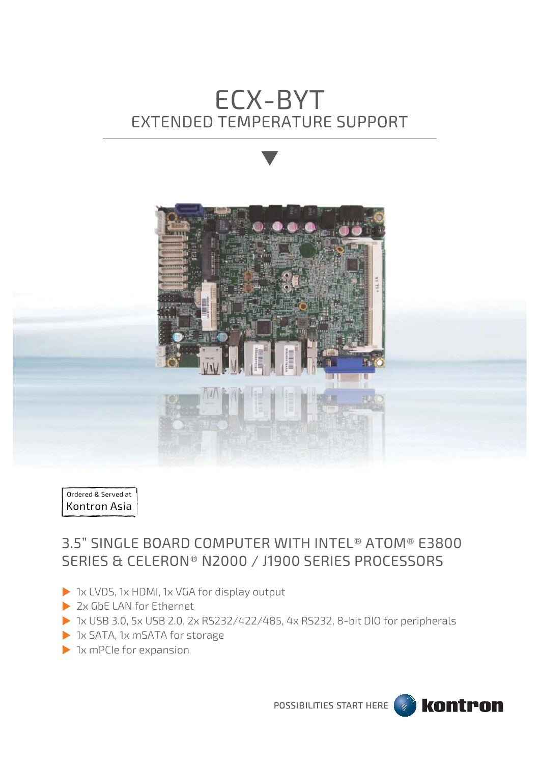# ECX-BYT

## EXTENDED TEMPERATURE SUPPORT

Ordered & Served at
Kontron Asia

## 3.5" SINGLE BOARD COMPUTER WITH INTEL® ATOM® E3800 SERIES & CELERON® N2000 / J1900 SERIES PROCESSORS

- 1x LVDS, 1x HDMI, 1x VGA for display output
- 2x GbE LAN for Ethernet
- 1x USB 3.0, 5x USB 2.0, 2x RS232/422/485, 4x RS232, 8-bit DIO for peripherals
- 1x SATA, 1x mSATA for storage
- 1x mPCIe for expansion

POSSIBILITIES START HERE kontron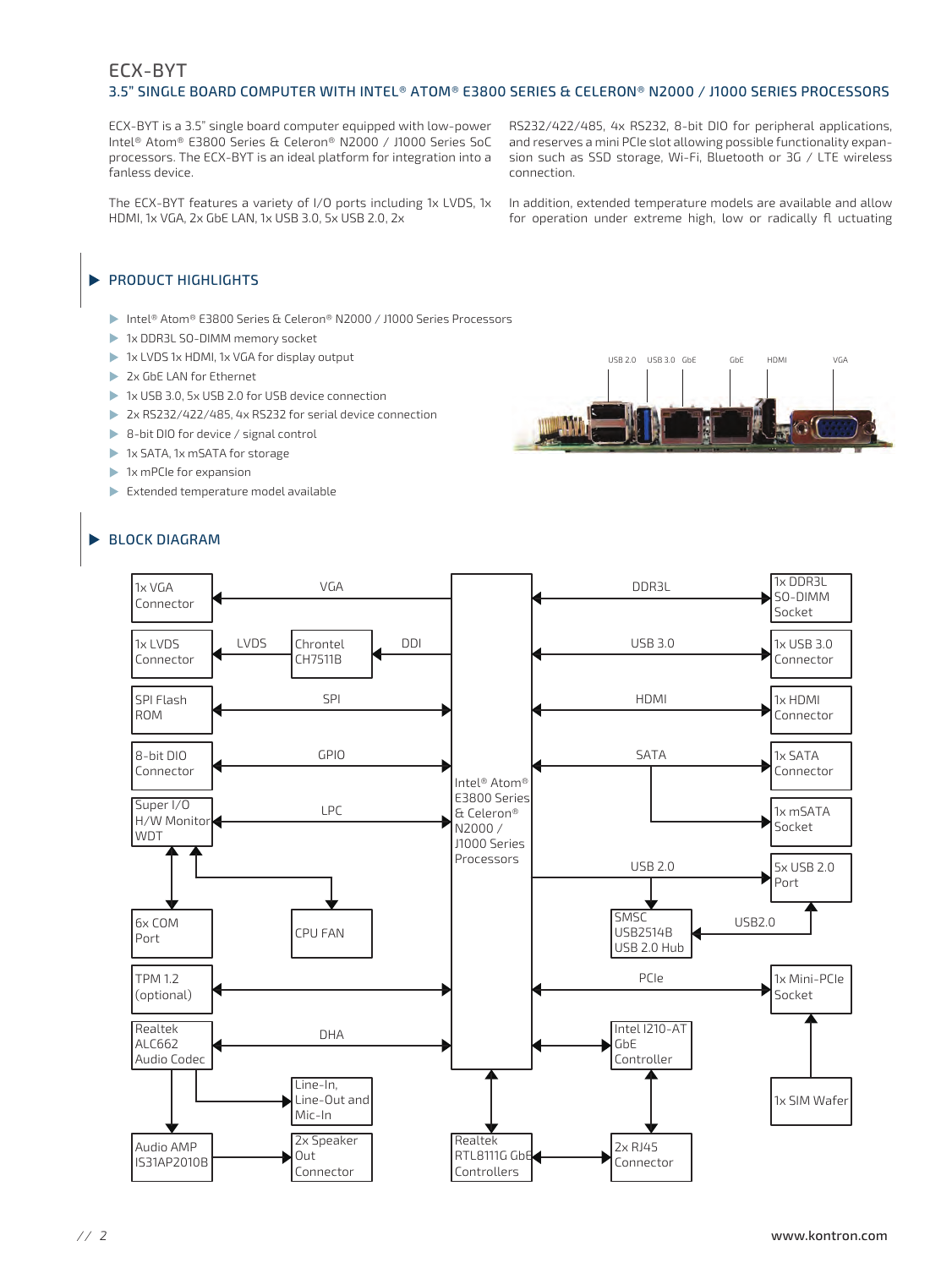# ECX-BYT

## 3.5" SINGLE BOARD COMPUTER WITH INTEL® ATOM® E3800 SERIES & CELERON® N2000 / J1000 SERIES PROCESSORS

ECX-BYT is a 3.5" single board computer equipped with low-power Intel® Atom® E3800 Series & Celeron® N2000 / J1000 Series SoC processors. The ECX-BYT is an ideal platform for integration into a fanless device.

The ECX-BYT features a variety of I/O ports including 1x LVDS, 1x HDMI, 1x VGA, 2x GbE LAN, 1x USB 3.0, 5x USB 2.0, 2x RS232/422/485, 4x RS232, 8-bit DIO for peripheral applications, and reserves a mini PCIe slot allowing possible functionality expansion such as SSD storage, Wi-Fi, Bluetooth or 3G / LTE wireless connection.

In addition, extended temperature models are available and allow for operation under extreme high, low or radically fl uctuating

### PRODUCT HIGHLIGHTS

- Intel® Atom® E3800 Series & Celeron® N2000 / J1000 Series Processors
- 1x DDR3L SO-DIMM memory socket
- 1x LVDS 1x HDMI, 1x VGA for display output
- 2x GbE LAN for Ethernet
- 1x USB 3.0, 5x USB 2.0 for USB device connection
- 2x RS232/422/485, 4x RS232 for serial device connection
- 8-bit DIO for device / signal control
- 1x SATA, 1x mSATA for storage
- 1x mPCIe for expansion
- Extended temperature model available

USB 2.0 USB 3.0 GbE GbE HDMI VGA

### BLOCK DIAGRAM

Intel® Atom® E3800 Series & Celeron® N2000 / J1000 Series Processors

- 1x VGA Connector ← VGA
- 1x LVDS Connector ← LVDS ← Chrontel CH7511B ← DDI
- SPI Flash ROM ↔ SPI
- 8-bit DIO Connector ↔ GPIO
- Super I/O H/W Monitor WDT ↔ LPC; Super I/O ↔ 6x COM Port; Super I/O ↔ CPU FAN
- TPM 1.2 (optional) ↔
- Realtek ALC662 Audio Codec ↔ DHA; Audio Codec → Line-In, Line-Out and Mic-In; Audio Codec → Audio AMP IS31AP2010B → 2x Speaker Out Connector
- Realtek RTL8111G GbE Controllers ↔ processor; ↔ 2x RJ45 Connector
- DDR3L ↔ 1x DDR3L SO-DIMM Socket
- USB 3.0 ↔ 1x USB 3.0 Connector
- HDMI ↔ 1x HDMI Connector
- SATA ↔ 1x SATA Connector, 1x mSATA Socket
- USB 2.0 → 5x USB 2.0 Port; USB 2.0 → SMSC USB2514B USB 2.0 Hub → USB2.0 → 5x USB 2.0 Port
- PCIe ↔ 1x Mini-PCIe Socket ↔ 1x SIM Wafer
- ↔ Intel I210-AT GbE Controller ↔ 2x RJ45 Connector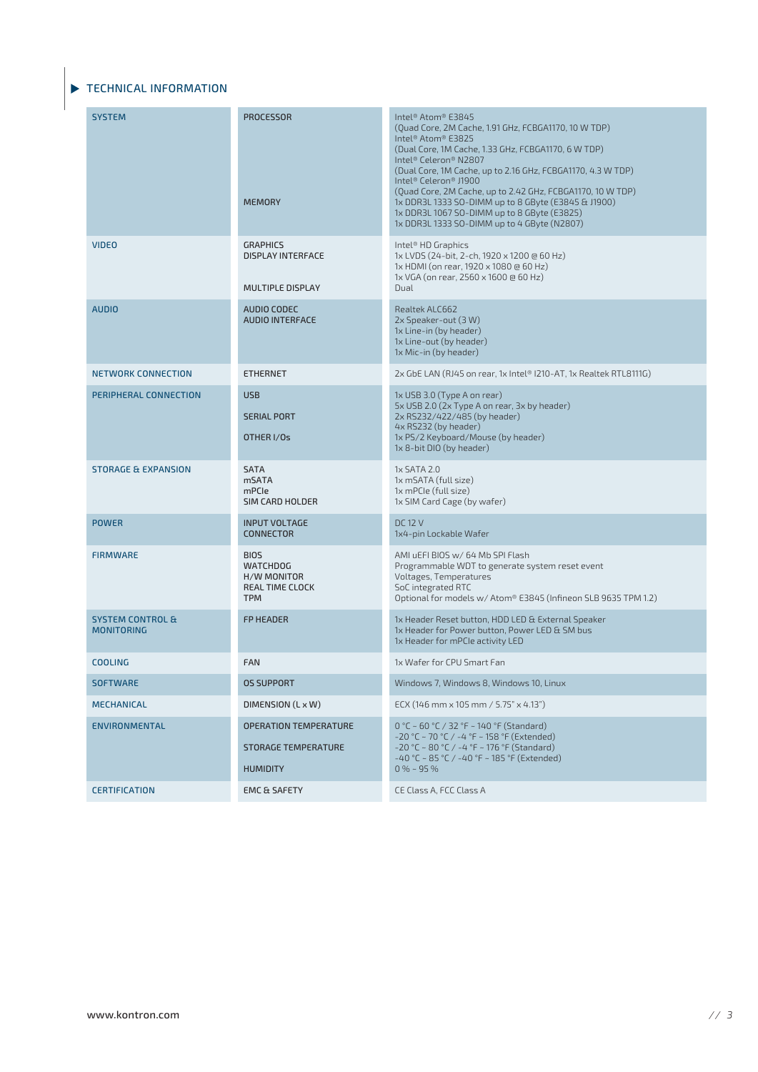## TECHNICAL INFORMATION

| | | |
|---|---|---|
| SYSTEM | PROCESSOR | Intel® Atom® E3845<br>(Quad Core, 2M Cache, 1.91 GHz, FCBGA1170, 10 W TDP)<br>Intel® Atom® E3825<br>(Dual Core, 1M Cache, 1.33 GHz, FCBGA1170, 6 W TDP)<br>Intel® Celeron® N2807<br>(Dual Core, 1M Cache, up to 2.16 GHz, FCBGA1170, 4.3 W TDP)<br>Intel® Celeron® J1900<br>(Quad Core, 2M Cache, up to 2.42 GHz, FCBGA1170, 10 W TDP) |
| | MEMORY | 1x DDR3L 1333 SO-DIMM up to 8 GByte (E3845 & J1900)<br>1x DDR3L 1067 SO-DIMM up to 8 GByte (E3825)<br>1x DDR3L 1333 SO-DIMM up to 4 GByte (N2807) |
| VIDEO | GRAPHICS | Intel® HD Graphics |
| | DISPLAY INTERFACE | 1x LVDS (24-bit, 2-ch, 1920 x 1200 @ 60 Hz)<br>1x HDMI (on rear, 1920 x 1080 @ 60 Hz)<br>1x VGA (on rear, 2560 x 1600 @ 60 Hz) |
| | MULTIPLE DISPLAY | Dual |
| AUDIO | AUDIO CODEC | Realtek ALC662 |
| | AUDIO INTERFACE | 2x Speaker-out (3 W)<br>1x Line-in (by header)<br>1x Line-out (by header)<br>1x Mic-in (by header) |
| NETWORK CONNECTION | ETHERNET | 2x GbE LAN (RJ45 on rear, 1x Intel® I210-AT, 1x Realtek RTL8111G) |
| PERIPHERAL CONNECTION | USB | 1x USB 3.0 (Type A on rear)<br>5x USB 2.0 (2x Type A on rear, 3x by header) |
| | SERIAL PORT | 2x RS232/422/485 (by header)<br>4x RS232 (by header) |
| | OTHER I/Os | 1x PS/2 Keyboard/Mouse (by header)<br>1x 8-bit DIO (by header) |
| STORAGE & EXPANSION | SATA | 1x SATA 2.0 |
| | mSATA | 1x mSATA (full size) |
| | mPCIe | 1x mPCIe (full size) |
| | SIM CARD HOLDER | 1x SIM Card Cage (by wafer) |
| POWER | INPUT VOLTAGE | DC 12 V |
| | CONNECTOR | 1x4-pin Lockable Wafer |
| FIRMWARE | BIOS | AMI uEFI BIOS w/ 64 Mb SPI Flash |
| | WATCHDOG | Programmable WDT to generate system reset event |
| | H/W MONITOR | Voltages, Temperatures |
| | REAL TIME CLOCK | SoC integrated RTC |
| | TPM | Optional for models w/ Atom® E3845 (Infineon SLB 9635 TPM 1.2) |
| SYSTEM CONTROL & MONITORING | FP HEADER | 1x Header Reset button, HDD LED & External Speaker<br>1x Header for Power button, Power LED & SM bus<br>1x Header for mPCIe activity LED |
| COOLING | FAN | 1x Wafer for CPU Smart Fan |
| SOFTWARE | OS SUPPORT | Windows 7, Windows 8, Windows 10, Linux |
| MECHANICAL | DIMENSION (L x W) | ECX (146 mm x 105 mm / 5.75" x 4.13") |
| ENVIRONMENTAL | OPERATION TEMPERATURE | 0 °C – 60 °C / 32 °F – 140 °F (Standard)<br>-20 °C – 70 °C / -4 °F – 158 °F (Extended) |
| | STORAGE TEMPERATURE | -20 °C – 80 °C / -4 °F – 176 °F (Standard)<br>-40 °C – 85 °C / -40 °F – 185 °F (Extended) |
| | HUMIDITY | 0 % – 95 % |
| CERTIFICATION | EMC & SAFETY | CE Class A, FCC Class A |

www.kontron.com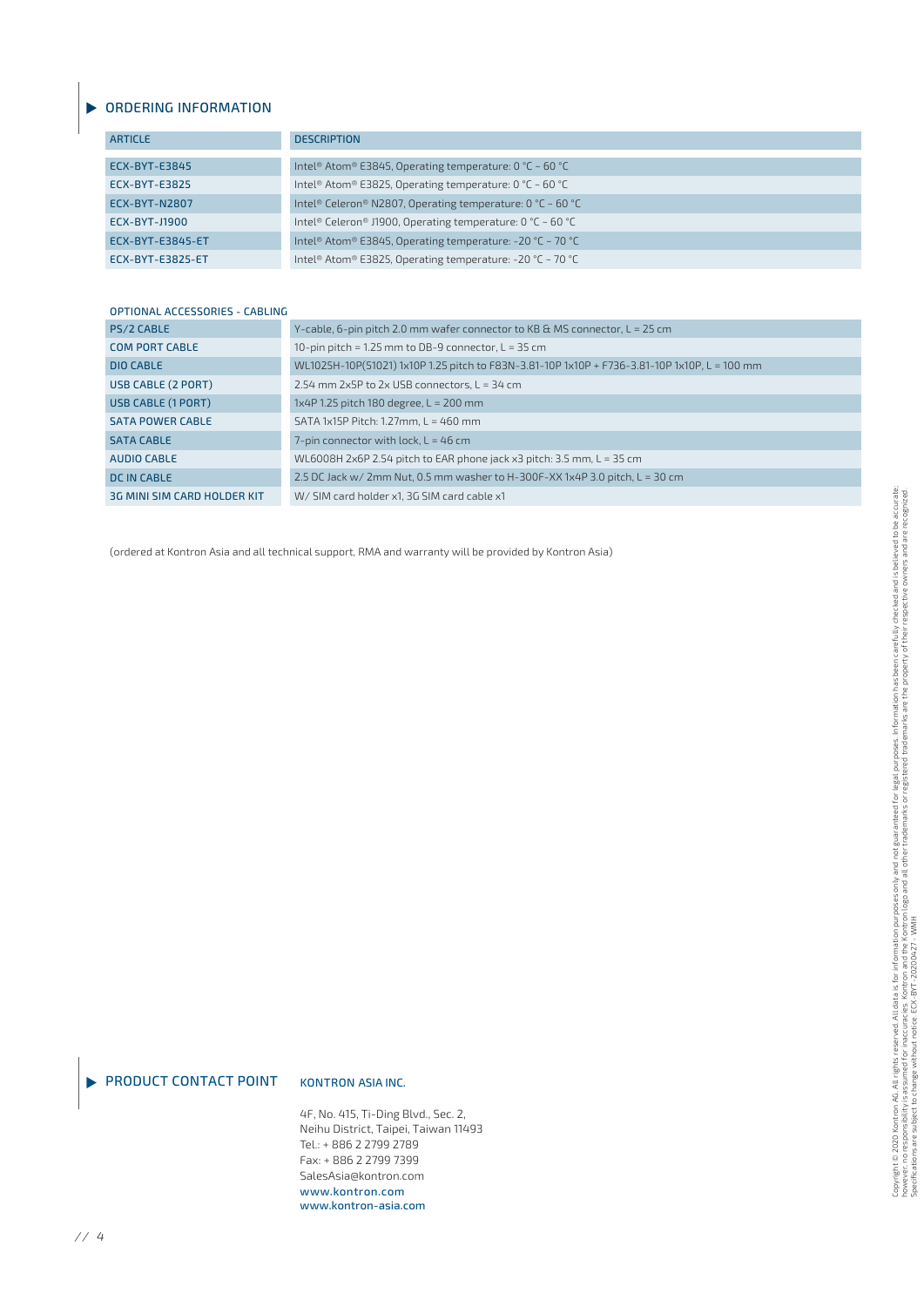## ORDERING INFORMATION

| ARTICLE | DESCRIPTION |
|---|---|
| ECX-BYT-E3845 | Intel® Atom® E3845, Operating temperature: 0 °C – 60 °C |
| ECX-BYT-E3825 | Intel® Atom® E3825, Operating temperature: 0 °C – 60 °C |
| ECX-BYT-N2807 | Intel® Celeron® N2807, Operating temperature: 0 °C – 60 °C |
| ECX-BYT-J1900 | Intel® Celeron® J1900, Operating temperature: 0 °C – 60 °C |
| ECX-BYT-E3845-ET | Intel® Atom® E3845, Operating temperature: -20 °C – 70 °C |
| ECX-BYT-E3825-ET | Intel® Atom® E3825, Operating temperature: -20 °C – 70 °C |

OPTIONAL ACCESSORIES - CABLING

| | |
|---|---|
| PS/2 CABLE | Y-cable, 6-pin pitch 2.0 mm wafer connector to KB & MS connector, L = 25 cm |
| COM PORT CABLE | 10-pin pitch = 1.25 mm to DB-9 connector, L = 35 cm |
| DIO CABLE | WL1025H-10P(51021) 1x10P 1.25 pitch to F83N-3.81-10P 1x10P + F736-3.81-10P 1x10P, L = 100 mm |
| USB CABLE (2 PORT) | 2.54 mm 2x5P to 2x USB connectors, L = 34 cm |
| USB CABLE (1 PORT) | 1x4P 1.25 pitch 180 degree, L = 200 mm |
| SATA POWER CABLE | SATA 1x15P Pitch: 1.27mm, L = 460 mm |
| SATA CABLE | 7-pin connector with lock, L = 46 cm |
| AUDIO CABLE | WL6008H 2x6P 2.54 pitch to EAR phone jack x3 pitch: 3.5 mm, L = 35 cm |
| DC IN CABLE | 2.5 DC Jack w/ 2mm Nut, 0.5 mm washer to H-300F-XX 1x4P 3.0 pitch, L = 30 cm |
| 3G MINI SIM CARD HOLDER KIT | W/ SIM card holder x1, 3G SIM card cable x1 |

(ordered at Kontron Asia and all technical support, RMA and warranty will be provided by Kontron Asia)

## PRODUCT CONTACT POINT

KONTRON ASIA INC.

4F, No. 415, Ti-Ding Blvd., Sec. 2,
Neihu District, Taipei, Taiwan 11493
Tel.: + 886 2 2799 2789
Fax: + 886 2 2799 7399
SalesAsia@kontron.com
www.kontron.com
www.kontron-asia.com

Copyright © 2020 Kontron AG. All rights reserved. All data is for information purposes only and not guaranteed for legal purposes. Information has been carefully checked and is believed to be accurate; however, no responsibility is assumed for inaccuracies. Kontron and the Kontron logo and all other trademarks or registered trademarks are the property of their respective owners and are recognized. Specifications are subject to change without notice. ECX-BYT-20200427 - WMH